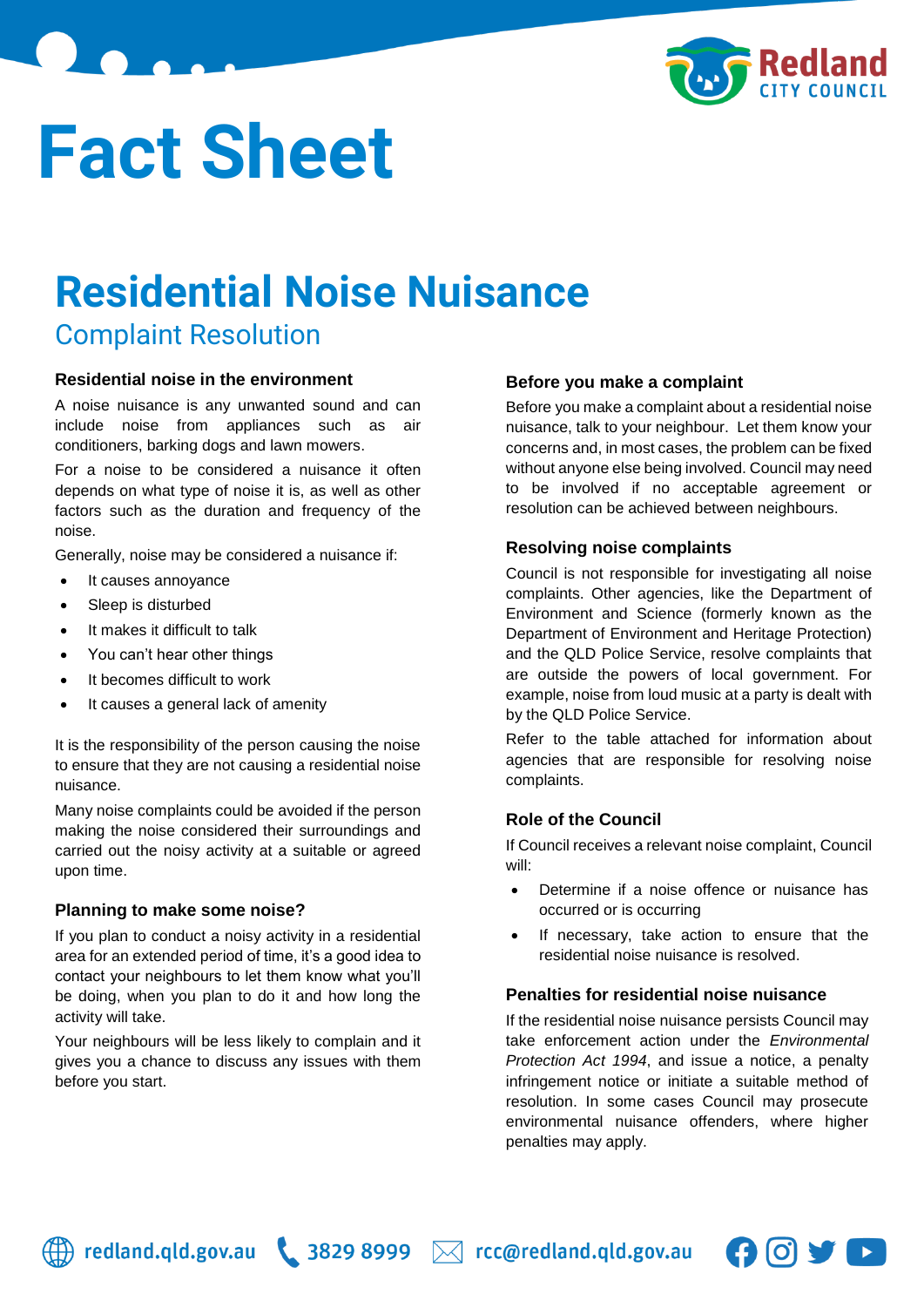# Fact Sheet

# Residential Noise Nuisance

## Complaint Resolution

### Residential noise in the environment

A noise nuisance is any unwanted sound and can include noise from appliances such as air conditioners, barking dogs and lawn mowers.

For a noise to be considered a nuisance it often depends on what type of noise it is, as well as other factors such as the duration and frequency of the noise.

Generally, noise may be considered a nuisance if:

- It causes annoyance
- Sleep is disturbed
- It makes it difficult to talk
- You can't hear other things
- It becomes difficult to work
- It causes a general lack of amenity

It is the responsibility of the person causing the noise to ensure that they are not causing a residential noise nuisance.

Many noise complaints could be avoided if the person making the noise considered their surroundings and carried out the noisy activity at a suitable or agreed upon time.

### Planning to make some noise?

If you plan to conduct a noisy activity in a residential area for an extended period of time, it's a good idea to contact your neighbours to let them know what you'll be doing, when you plan to do it and how long the activity will take.

Your neighbours will be less likely to complain and it gives you a chance to discuss any issues with them before you start.

### Before you make a complaint

Before you make a complaint about a residential noise nuisance, talk to your neighbour. Let them know your concerns and, in most cases, the problem can be fixed without anyone else being involved. Council may need to be involved if no acceptable agreement or resolution can be achieved between neighbours.

### Resolving noise complaints

Council is not responsible for investigating all noise complaints. Other agencies, like the Department of Environment and Science (formerly known as the Department of Environment and Heritage Protection) and the QLD Police Service, resolve complaints that are outside the powers of local government. For example, noise from loud music at a party is dealt with by the QLD Police Service.

Refer to the table attached for information about agencies that are responsible for resolving noise complaints.

### Role of the Council

If Council receives a relevant noise complaint, Council will:

- Determine if a noise offence or nuisance has occurred or is occurring
- If necessary, take action to ensure that the residential noise nuisance is resolved.

### Penalties for residential noise nuisance

If the residential noise nuisance persists Council may take enforcement action under the *Environmental Protection Act 1994*, and issue a notice, a penalty infringement notice or initiate a suitable method of resolution. In some cases Council may prosecute environmental nuisance offenders, where higher penalties may apply.

redland.qld.gov.au 3829 8999 rcc@redland.qld.gov.au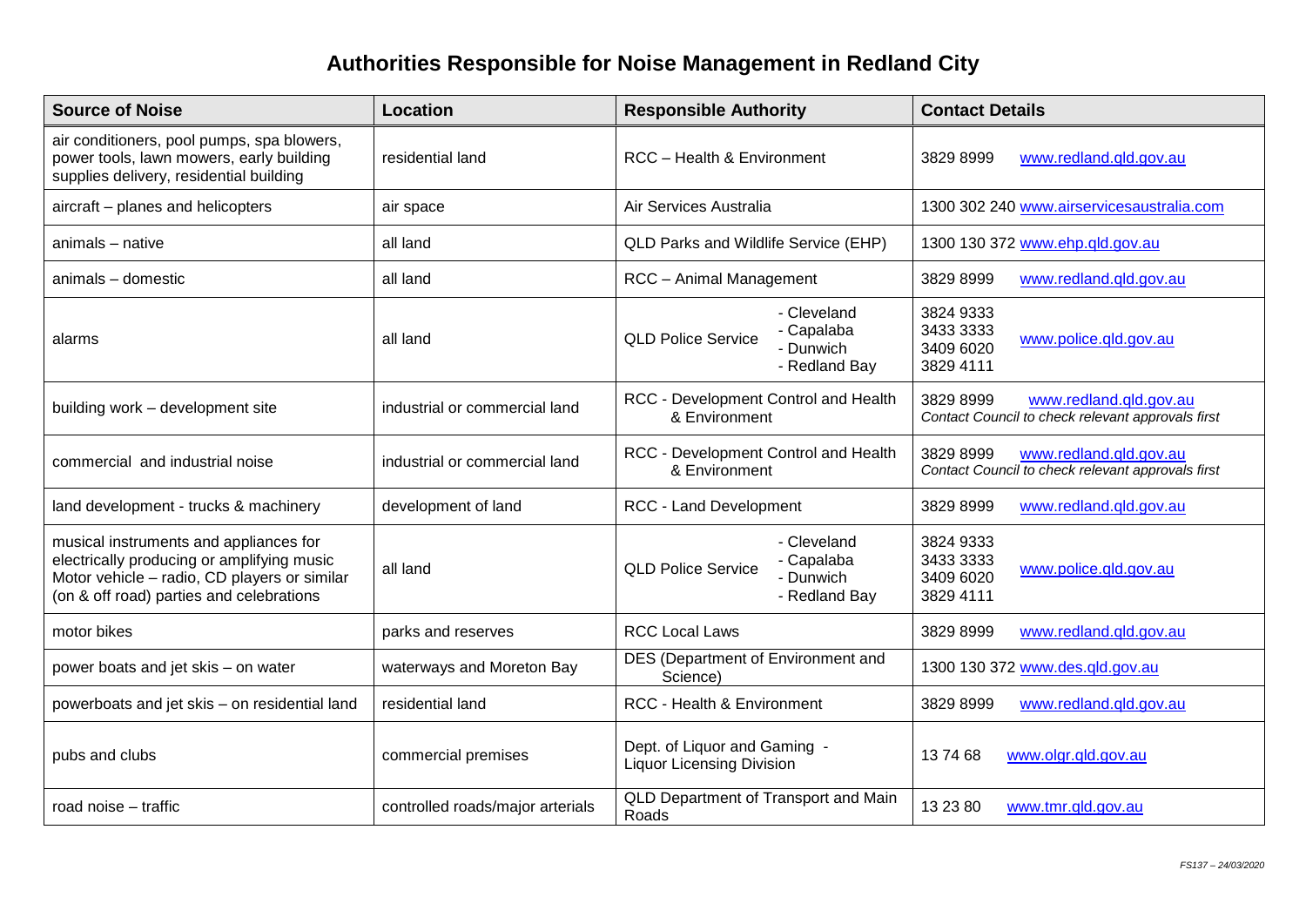# Authorities Responsible for Noise Management in Redland City

| Source of Noise | Location | Responsible Authority | Contact Details |
|---|---|---|---|
| air conditioners, pool pumps, spa blowers, power tools, lawn mowers, early building supplies delivery, residential building | residential land | RCC – Health & Environment | 3829 8999 www.redland.qld.gov.au |
| aircraft – planes and helicopters | air space | Air Services Australia | 1300 302 240 www.airservicesaustralia.com |
| animals – native | all land | QLD Parks and Wildlife Service (EHP) | 1300 130 372 www.ehp.qld.gov.au |
| animals – domestic | all land | RCC – Animal Management | 3829 8999 www.redland.qld.gov.au |
| alarms | all land | QLD Police Service - Cleveland - Capalaba - Dunwich - Redland Bay | 3824 9333 3433 3333 3409 6020 3829 4111 www.police.qld.gov.au |
| building work – development site | industrial or commercial land | RCC - Development Control and Health & Environment | 3829 8999 www.redland.qld.gov.au *Contact Council to check relevant approvals first* |
| commercial and industrial noise | industrial or commercial land | RCC - Development Control and Health & Environment | 3829 8999 www.redland.qld.gov.au *Contact Council to check relevant approvals first* |
| land development - trucks & machinery | development of land | RCC - Land Development | 3829 8999 www.redland.qld.gov.au |
| musical instruments and appliances for electrically producing or amplifying music Motor vehicle – radio, CD players or similar (on & off road) parties and celebrations | all land | QLD Police Service - Cleveland - Capalaba - Dunwich - Redland Bay | 3824 9333 3433 3333 3409 6020 3829 4111 www.police.qld.gov.au |
| motor bikes | parks and reserves | RCC Local Laws | 3829 8999 www.redland.qld.gov.au |
| power boats and jet skis – on water | waterways and Moreton Bay | DES (Department of Environment and Science) | 1300 130 372 www.des.qld.gov.au |
| powerboats and jet skis – on residential land | residential land | RCC - Health & Environment | 3829 8999 www.redland.qld.gov.au |
| pubs and clubs | commercial premises | Dept. of Liquor and Gaming - Liquor Licensing Division | 13 74 68 www.olgr.qld.gov.au |
| road noise – traffic | controlled roads/major arterials | QLD Department of Transport and Main Roads | 13 23 80 www.tmr.qld.gov.au |

*FS137 – 24/03/2020*